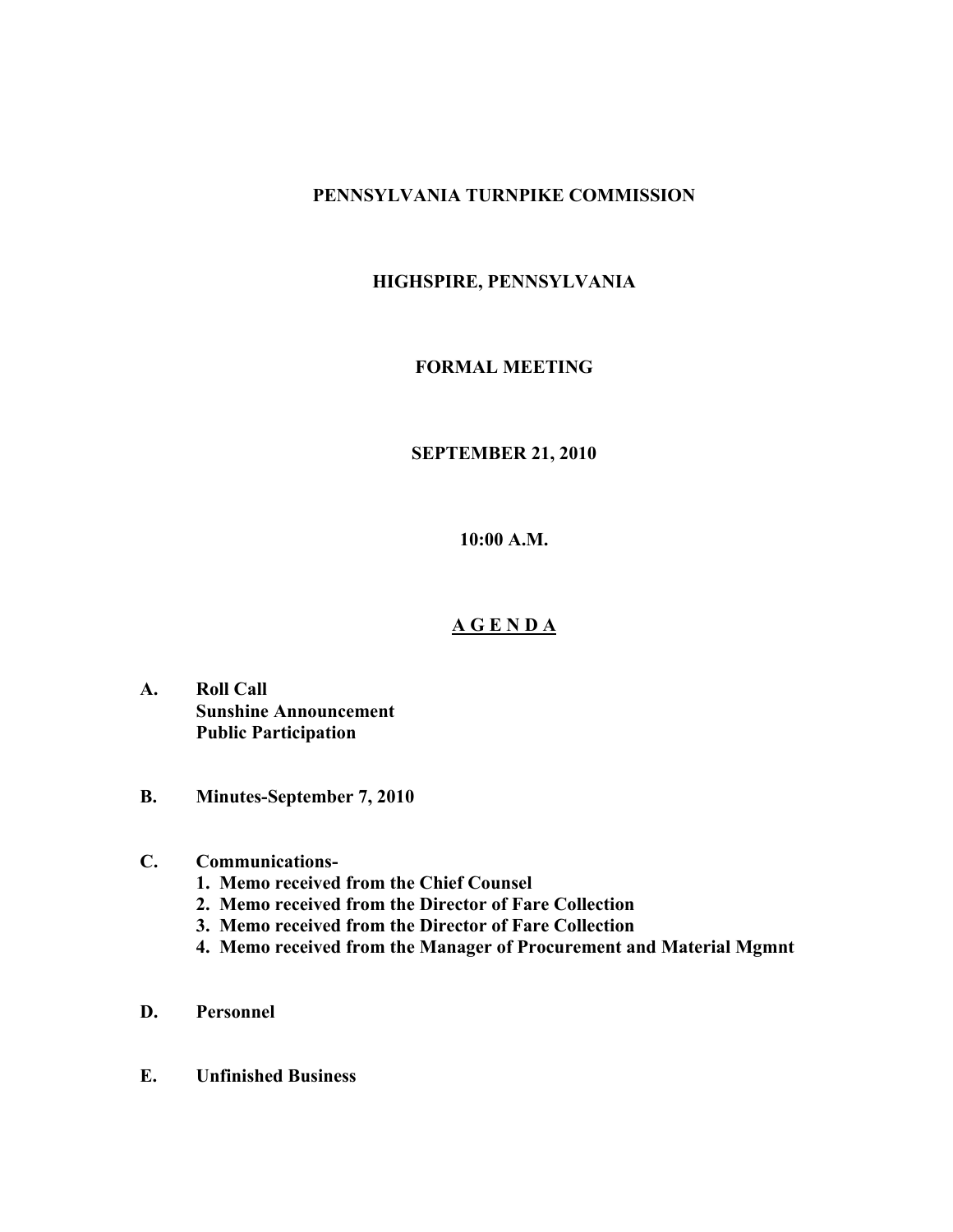**PENNSYLVANIA TURNPIKE COMMISSION**

**HIGHSPIRE, PENNSYLVANIA**

**FORMAL MEETING**

**SEPTEMBER 21, 2010**

**10:00 A.M.**

## A G E N D A

**A. Roll Call**
**Sunshine Announcement**
**Public Participation**

**B. Minutes-September 7, 2010**

**C. Communications-**
1. **Memo received from the Chief Counsel**
2. **Memo received from the Director of Fare Collection**
3. **Memo received from the Director of Fare Collection**
4. **Memo received from the Manager of Procurement and Material Mgmnt**

**D. Personnel**

**E. Unfinished Business**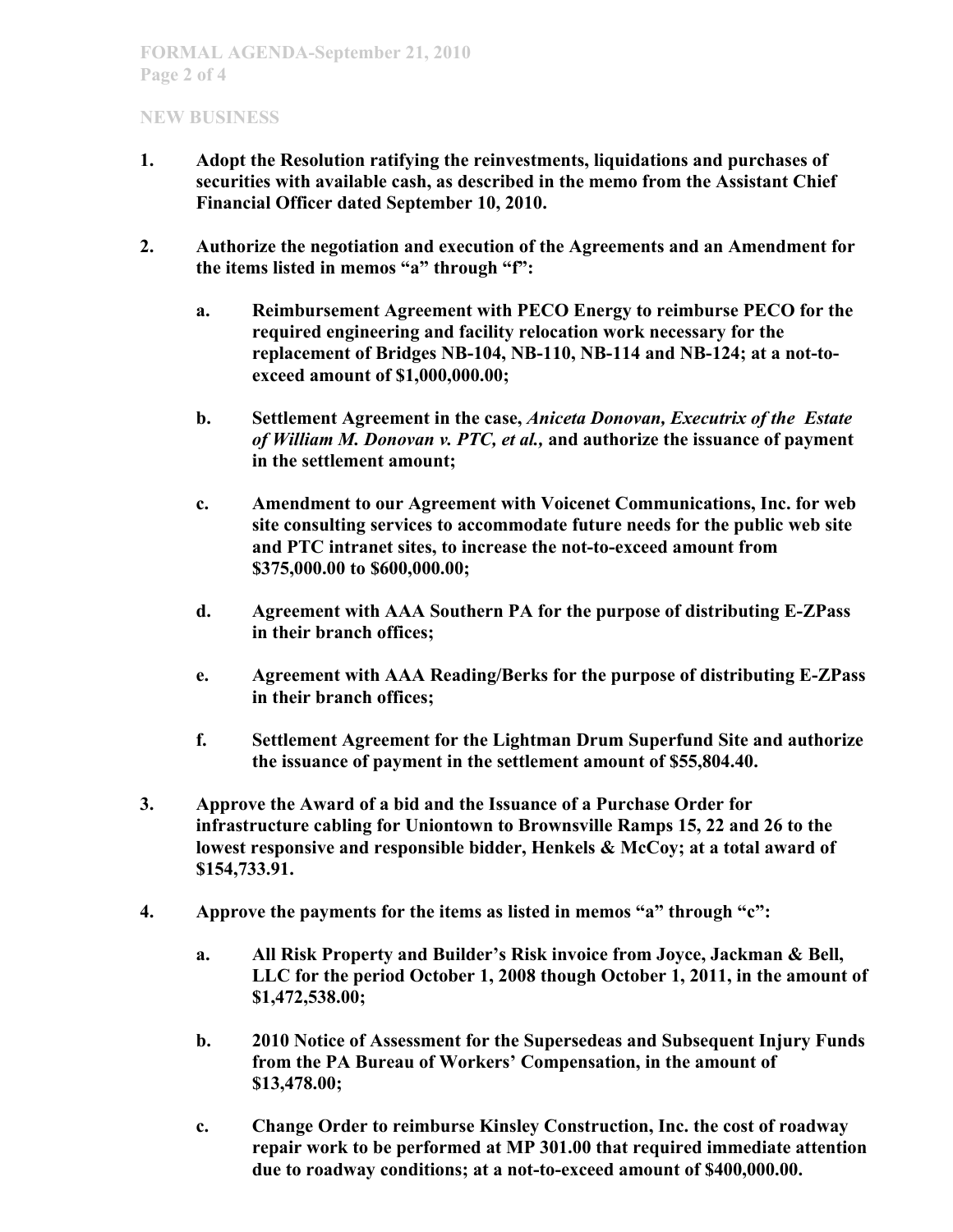## NEW BUSINESS

1. **Adopt the Resolution ratifying the reinvestments, liquidations and purchases of securities with available cash, as described in the memo from the Assistant Chief Financial Officer dated September 10, 2010.**

2. **Authorize the negotiation and execution of the Agreements and an Amendment for the items listed in memos "a" through "f":**

    a. **Reimbursement Agreement with PECO Energy to reimburse PECO for the required engineering and facility relocation work necessary for the replacement of Bridges NB-104, NB-110, NB-114 and NB-124; at a not-to-exceed amount of $1,000,000.00;**

    b. **Settlement Agreement in the case, *Aniceta Donovan, Executrix of the Estate of William M. Donovan v. PTC, et al.,* and authorize the issuance of payment in the settlement amount;**

    c. **Amendment to our Agreement with Voicenet Communications, Inc. for web site consulting services to accommodate future needs for the public web site and PTC intranet sites, to increase the not-to-exceed amount from $375,000.00 to $600,000.00;**

    d. **Agreement with AAA Southern PA for the purpose of distributing E-ZPass in their branch offices;**

    e. **Agreement with AAA Reading/Berks for the purpose of distributing E-ZPass in their branch offices;**

    f. **Settlement Agreement for the Lightman Drum Superfund Site and authorize the issuance of payment in the settlement amount of $55,804.40.**

3. **Approve the Award of a bid and the Issuance of a Purchase Order for infrastructure cabling for Uniontown to Brownsville Ramps 15, 22 and 26 to the lowest responsive and responsible bidder, Henkels & McCoy; at a total award of $154,733.91.**

4. **Approve the payments for the items as listed in memos "a" through "c":**

    a. **All Risk Property and Builder's Risk invoice from Joyce, Jackman & Bell, LLC for the period October 1, 2008 though October 1, 2011, in the amount of $1,472,538.00;**

    b. **2010 Notice of Assessment for the Supersedeas and Subsequent Injury Funds from the PA Bureau of Workers' Compensation, in the amount of $13,478.00;**

    c. **Change Order to reimburse Kinsley Construction, Inc. the cost of roadway repair work to be performed at MP 301.00 that required immediate attention due to roadway conditions; at a not-to-exceed amount of $400,000.00.**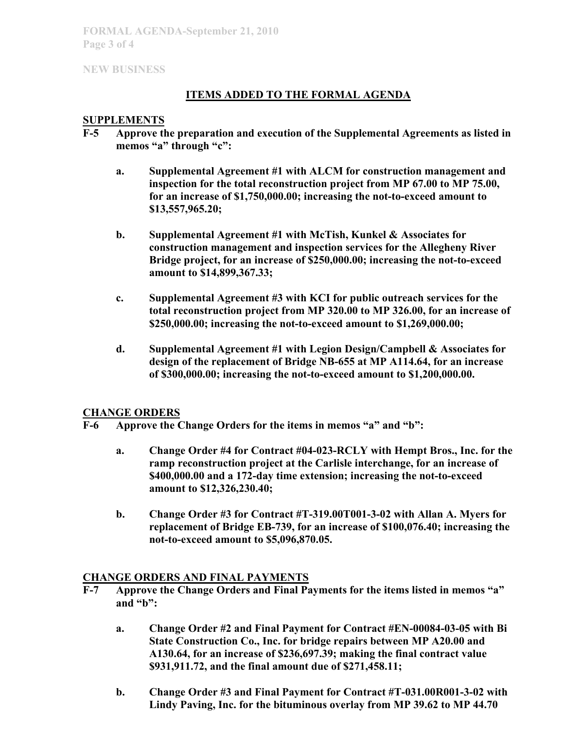**NEW BUSINESS**

## ITEMS ADDED TO THE FORMAL AGENDA

### SUPPLEMENTS

**F-5 Approve the preparation and execution of the Supplemental Agreements as listed in memos "a" through "c":**

- **a. Supplemental Agreement #1 with ALCM for construction management and inspection for the total reconstruction project from MP 67.00 to MP 75.00, for an increase of $1,750,000.00; increasing the not-to-exceed amount to $13,557,965.20;**

- **b. Supplemental Agreement #1 with McTish, Kunkel & Associates for construction management and inspection services for the Allegheny River Bridge project, for an increase of $250,000.00; increasing the not-to-exceed amount to $14,899,367.33;**

- **c. Supplemental Agreement #3 with KCI for public outreach services for the total reconstruction project from MP 320.00 to MP 326.00, for an increase of $250,000.00; increasing the not-to-exceed amount to $1,269,000.00;**

- **d. Supplemental Agreement #1 with Legion Design/Campbell & Associates for design of the replacement of Bridge NB-655 at MP A114.64, for an increase of $300,000.00; increasing the not-to-exceed amount to $1,200,000.00.**

### CHANGE ORDERS

**F-6 Approve the Change Orders for the items in memos "a" and "b":**

- **a. Change Order #4 for Contract #04-023-RCLY with Hempt Bros., Inc. for the ramp reconstruction project at the Carlisle interchange, for an increase of $400,000.00 and a 172-day time extension; increasing the not-to-exceed amount to $12,326,230.40;**

- **b. Change Order #3 for Contract #T-319.00T001-3-02 with Allan A. Myers for replacement of Bridge EB-739, for an increase of $100,076.40; increasing the not-to-exceed amount to $5,096,870.05.**

### CHANGE ORDERS AND FINAL PAYMENTS

**F-7 Approve the Change Orders and Final Payments for the items listed in memos "a" and "b":**

- **a. Change Order #2 and Final Payment for Contract #EN-00084-03-05 with Bi State Construction Co., Inc. for bridge repairs between MP A20.00 and A130.64, for an increase of $236,697.39; making the final contract value $931,911.72, and the final amount due of $271,458.11;**

- **b. Change Order #3 and Final Payment for Contract #T-031.00R001-3-02 with Lindy Paving, Inc. for the bituminous overlay from MP 39.62 to MP 44.70**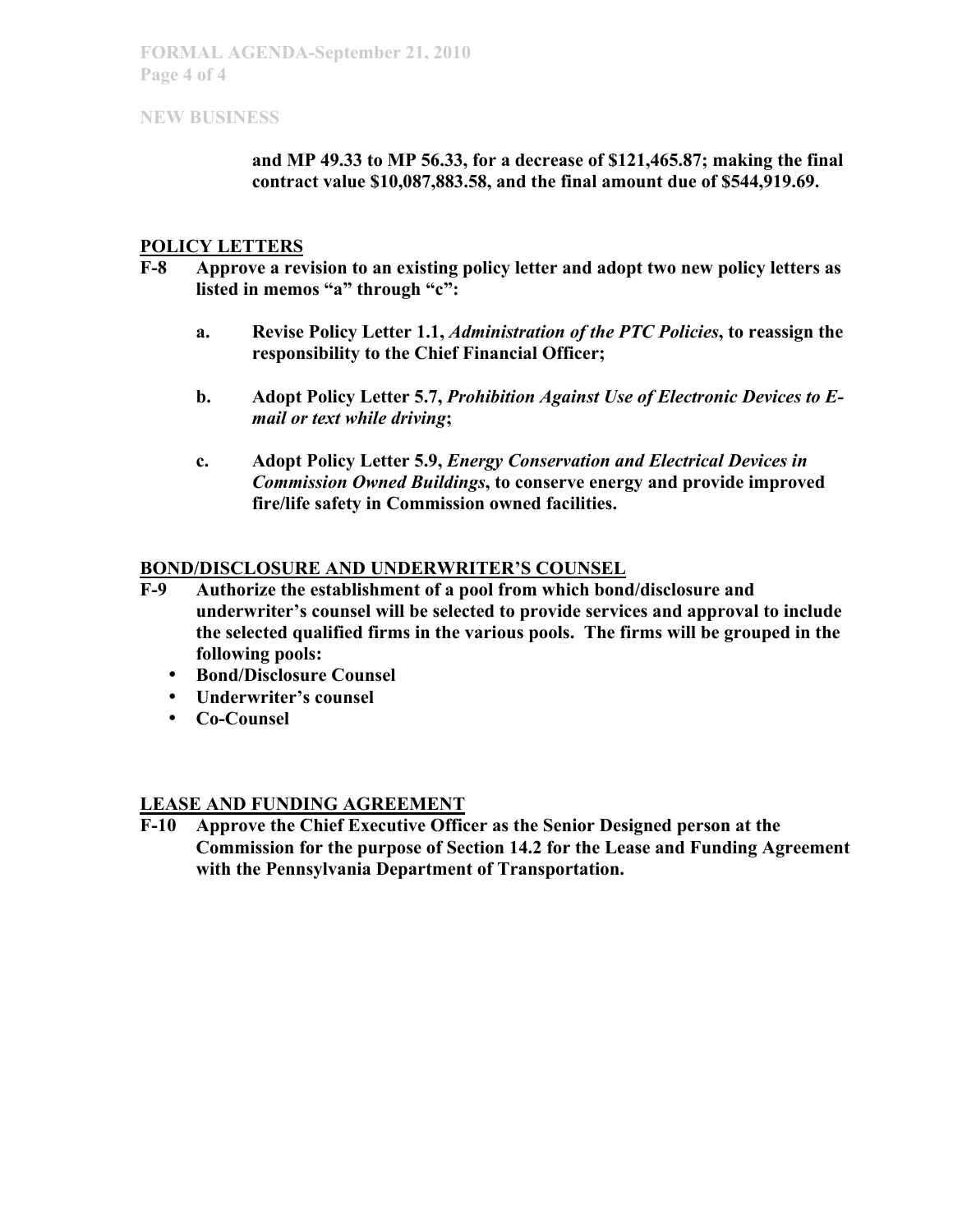## NEW BUSINESS

**and MP 49.33 to MP 56.33, for a decrease of $121,465.87; making the final contract value $10,087,883.58, and the final amount due of $544,919.69.**

### POLICY LETTERS

**F-8 Approve a revision to an existing policy letter and adopt two new policy letters as listed in memos "a" through "c":**

**a. Revise Policy Letter 1.1, *Administration of the PTC Policies*, to reassign the responsibility to the Chief Financial Officer;**

**b. Adopt Policy Letter 5.7, *Prohibition Against Use of Electronic Devices to E-mail or text while driving*;**

**c. Adopt Policy Letter 5.9, *Energy Conservation and Electrical Devices in Commission Owned Buildings*, to conserve energy and provide improved fire/life safety in Commission owned facilities.**

### BOND/DISCLOSURE AND UNDERWRITER'S COUNSEL

**F-9 Authorize the establishment of a pool from which bond/disclosure and underwriter's counsel will be selected to provide services and approval to include the selected qualified firms in the various pools. The firms will be grouped in the following pools:**

- **Bond/Disclosure Counsel**
- **Underwriter's counsel**
- **Co-Counsel**

### LEASE AND FUNDING AGREEMENT

**F-10 Approve the Chief Executive Officer as the Senior Designed person at the Commission for the purpose of Section 14.2 for the Lease and Funding Agreement with the Pennsylvania Department of Transportation.**